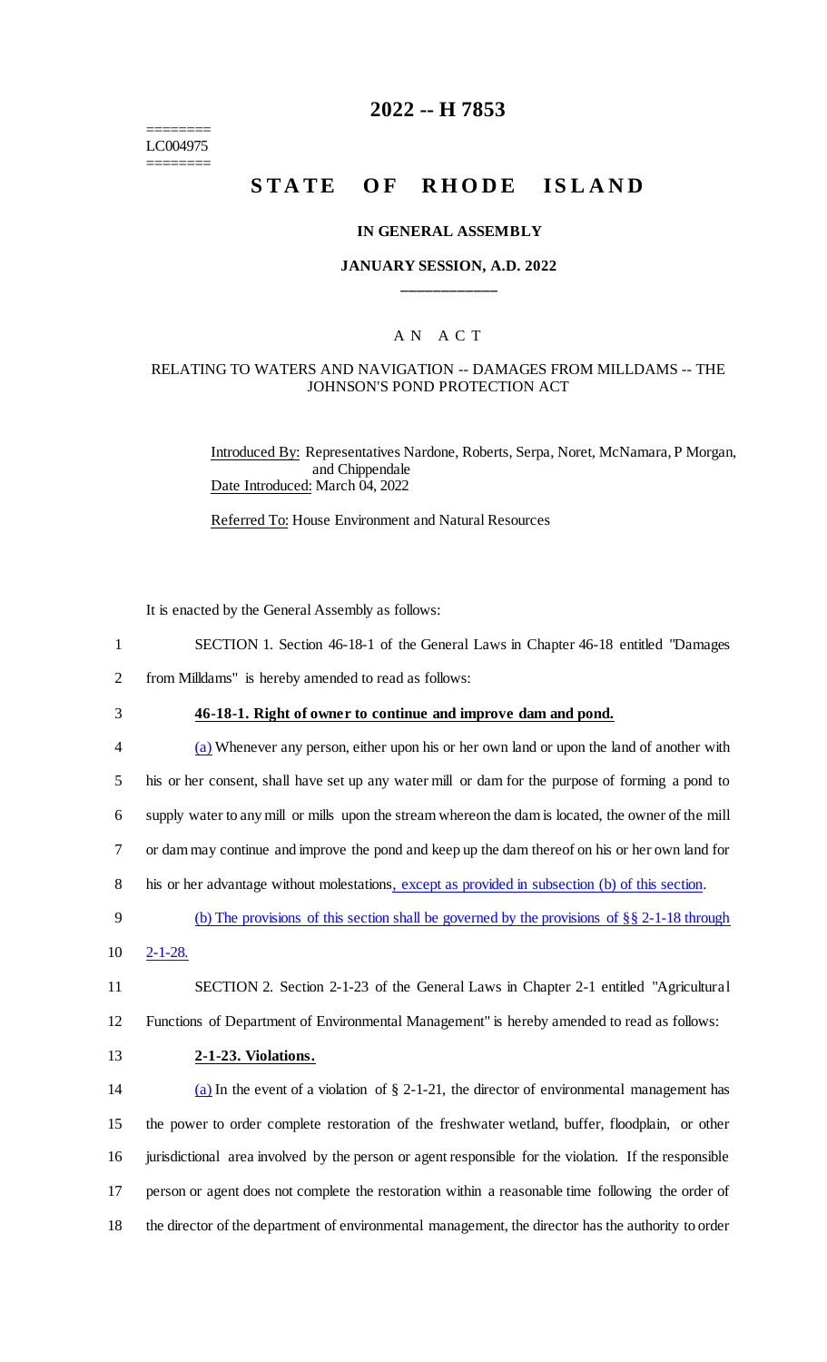========
LC004975
========

# 2022 -- H 7853

# STATE OF RHODE ISLAND

### IN GENERAL ASSEMBLY

### JANUARY SESSION, A.D. 2022

____________

A N A C T

RELATING TO WATERS AND NAVIGATION -- DAMAGES FROM MILLDAMS -- THE JOHNSON'S POND PROTECTION ACT

Introduced By: Representatives Nardone, Roberts, Serpa, Noret, McNamara, P Morgan, and Chippendale

Date Introduced: March 04, 2022

Referred To: House Environment and Natural Resources

It is enacted by the General Assembly as follows:

1 SECTION 1. Section 46-18-1 of the General Laws in Chapter 46-18 entitled "Damages
2 from Milldams" is hereby amended to read as follows:

3 **46-18-1. Right of owner to continue and improve dam and pond.**

4 (a) Whenever any person, either upon his or her own land or upon the land of another with
5 his or her consent, shall have set up any water mill or dam for the purpose of forming a pond to
6 supply water to any mill or mills upon the stream whereon the dam is located, the owner of the mill
7 or dam may continue and improve the pond and keep up the dam thereof on his or her own land for
8 his or her advantage without molestations, except as provided in subsection (b) of this section.

9 (b) The provisions of this section shall be governed by the provisions of §§ 2-1-18 through
10 2-1-28.

11 SECTION 2. Section 2-1-23 of the General Laws in Chapter 2-1 entitled "Agricultural
12 Functions of Department of Environmental Management" is hereby amended to read as follows:

13 **2-1-23. Violations.**

14 (a) In the event of a violation of § 2-1-21, the director of environmental management has
15 the power to order complete restoration of the freshwater wetland, buffer, floodplain, or other
16 jurisdictional area involved by the person or agent responsible for the violation. If the responsible
17 person or agent does not complete the restoration within a reasonable time following the order of
18 the director of the department of environmental management, the director has the authority to order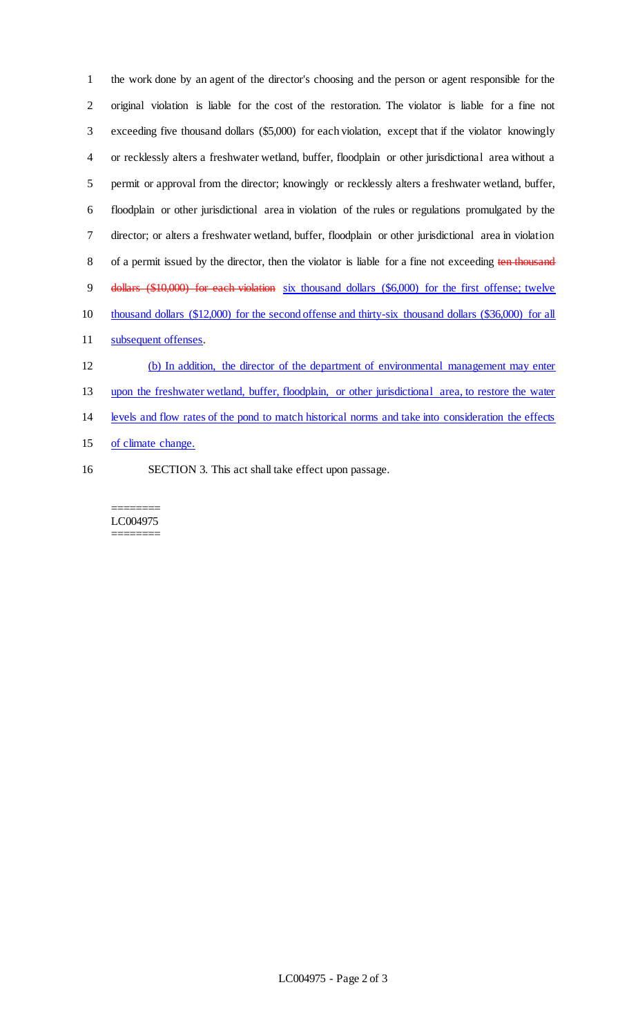the work done by an agent of the director's choosing and the person or agent responsible for the original violation is liable for the cost of the restoration. The violator is liable for a fine not exceeding five thousand dollars ($5,000) for each violation, except that if the violator knowingly or recklessly alters a freshwater wetland, buffer, floodplain or other jurisdictional area without a permit or approval from the director; knowingly or recklessly alters a freshwater wetland, buffer, floodplain or other jurisdictional area in violation of the rules or regulations promulgated by the director; or alters a freshwater wetland, buffer, floodplain or other jurisdictional area in violation of a permit issued by the director, then the violator is liable for a fine not exceeding ~~ten thousand dollars ($10,000) for each violation~~ six thousand dollars ($6,000) for the first offense; twelve thousand dollars ($12,000) for the second offense and thirty-six thousand dollars ($36,000) for all subsequent offenses.

(b) In addition, the director of the department of environmental management may enter upon the freshwater wetland, buffer, floodplain, or other jurisdictional area, to restore the water levels and flow rates of the pond to match historical norms and take into consideration the effects of climate change.

SECTION 3. This act shall take effect upon passage.

========
LC004975
========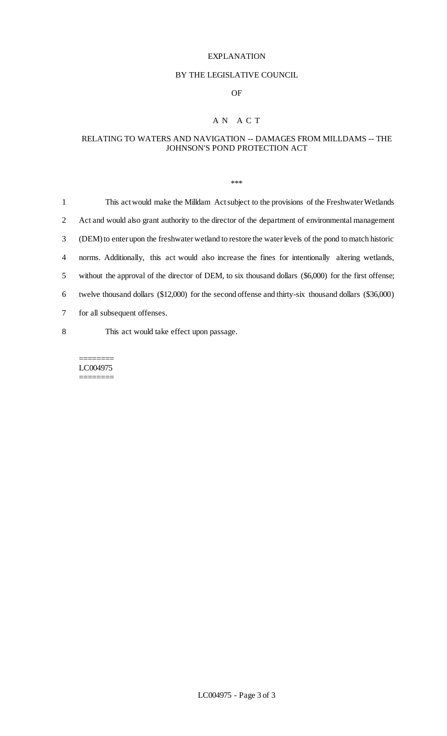EXPLANATION

BY THE LEGISLATIVE COUNCIL

OF

# A N A C T

RELATING TO WATERS AND NAVIGATION -- DAMAGES FROM MILLDAMS -- THE JOHNSON'S POND PROTECTION ACT

\*\*\*

This act would make the Milldam Act subject to the provisions of the Freshwater Wetlands Act and would also grant authority to the director of the department of environmental management (DEM) to enter upon the freshwater wetland to restore the water levels of the pond to match historic norms. Additionally, this act would also increase the fines for intentionally altering wetlands, without the approval of the director of DEM, to six thousand dollars ($6,000) for the first offense; twelve thousand dollars ($12,000) for the second offense and thirty-six thousand dollars ($36,000) for all subsequent offenses.

This act would take effect upon passage.

========
LC004975
========